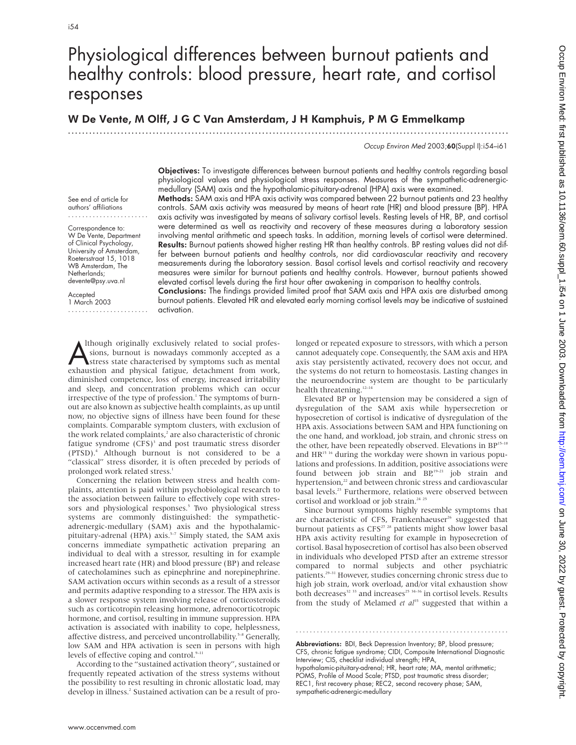# Physiological differences between burnout patients and healthy controls: blood pressure, heart rate, and cortisol responses

**W De Vente, M Olff, J G C Van Amsterdam, J H Kamphuis, P M G Emmelkamp**

See end of article for authors' affiliations

Correspondence to: W De Vente, Department of Clinical Psychology, University of Amsterdam, Roetersstraat 15, 1018 WB Amsterdam, The Netherlands; devente@psy.uva.nl

Accepted 1 March 2003

**Objectives:** To investigate differences between burnout patients and healthy controls regarding basal physiological values and physiological stress responses. Measures of the sympathetic-adrenergic-medullary (SAM) axis and the hypothalamic-pituitary-adrenal (HPA) axis were examined.

**Methods:** SAM axis and HPA axis activity was compared between 22 burnout patients and 23 healthy controls. SAM axis activity was measured by means of heart rate (HR) and blood pressure (BP). HPA axis activity was investigated by means of salivary cortisol levels. Resting levels of HR, BP, and cortisol were determined as well as reactivity and recovery of these measures during a laboratory session involving mental arithmetic and speech tasks. In addition, morning levels of cortisol were determined.

**Results:** Burnout patients showed higher resting HR than healthy controls. BP resting values did not differ between burnout patients and healthy controls, nor did cardiovascular reactivity and recovery measurements during the laboratory session. Basal cortisol levels and cortisol reactivity and recovery measures were similar for burnout patients and healthy controls. However, burnout patients showed elevated cortisol levels during the first hour after awakening in comparison to healthy controls.

**Conclusions:** The findings provided limited proof that SAM axis and HPA axis are disturbed among burnout patients. Elevated HR and elevated early morning cortisol levels may be indicative of sustained activation.

Although originally exclusively related to social professions, burnout is nowadays commonly accepted as a stress state characterised by symptoms such as mental exhaustion and physical fatigue, detachment from work, diminished competence, loss of energy, increased irritability and sleep, and concentration problems which can occur irrespective of the type of profession.[1] The symptoms of burnout are also known as subjective health complaints, as up until now, no objective signs of illness have been found for these complaints. Comparable symptom clusters, with exclusion of the work related complaints,[2] are also characteristic of chronic fatigue syndrome (CFS)[3] and post traumatic stress disorder (PTSD).[4] Although burnout is not considered to be a "classical" stress disorder, it is often preceded by periods of prolonged work related stress.[1]

Concerning the relation between stress and health complaints, attention is paid within psychobiological research to the association between failure to effectively cope with stressors and physiological responses.[5] Two physiological stress systems are commonly distinguished: the sympathetic-adrenergic-medullary (SAM) axis and the hypothalamic-pituitary-adrenal (HPA) axis.[5–7] Simply stated, the SAM axis concerns immediate sympathetic activation preparing an individual to deal with a stressor, resulting in for example increased heart rate (HR) and blood pressure (BP) and release of catecholamines such as epinephrine and norepinephrine. SAM activation occurs within seconds as a result of a stressor and permits adaptive responding to a stressor. The HPA axis is a slower response system involving release of corticosteroids such as corticotropin releasing hormone, adrenocorticotropic hormone, and cortisol, resulting in immune suppression. HPA activation is associated with inability to cope, helplessness, affective distress, and perceived uncontrollability.[5–8] Generally, low SAM and HPA activation is seen in persons with high levels of effective coping and control.[9–11]

According to the "sustained activation theory", sustained or frequently repeated activation of the stress systems without the possibility to rest resulting in chronic allostatic load, may develop in illness.[2] Sustained activation can be a result of prolonged or repeated exposure to stressors, with which a person cannot adequately cope. Consequently, the SAM axis and HPA axis stay persistently activated, recovery does not occur, and the systems do not return to homeostasis. Lasting changes in the neuroendocrine system are thought to be particularly health threatening.[12–14]

Elevated BP or hypertension may be considered a sign of dysregulation of the SAM axis while hypersecretion or hyposecretion of cortisol is indicative of dysregulation of the HPA axis. Associations between SAM and HPA functioning on the one hand, and workload, job strain, and chronic stress on the other, have been repeatedly observed. Elevations in BP[15–18] and HR[15 16] during the workday were shown in various populations and professions. In addition, positive associations were found between job strain and BP,[19–21] job strain and hypertension,[22] and between chronic stress and cardiovascular basal levels.[23] Furthermore, relations were observed between cortisol and workload or job strain.[24 25]

Since burnout symptoms highly resemble symptoms that are characteristic of CFS, Frankenhaeuser[26] suggested that burnout patients as CFS[27 28] patients might show lower basal HPA axis activity resulting for example in hyposecretion of cortisol. Basal hyposecretion of cortisol has also been observed in individuals who developed PTSD after an extreme stressor compared to normal subjects and other psychiatric patients.[29–31] However, studies concerning chronic stress due to high job strain, work overload, and/or vital exhaustion show both decreases[32 33] and increases[25 34–36] in cortisol levels. Results from the study of Melamed *et al*[35] suggested that within a

**Abbreviations:** BDI, Beck Depression Inventory; BP, blood pressure; CFS, chronic fatigue syndrome; CIDI, Composite International Diagnostic Interview; CIS, checklist individual strength; HPA, hypothalamic-pituitary-adrenal; HR, heart rate; MA, mental arithmetic; POMS, Profile of Mood Scale; PTSD, post traumatic stress disorder; REC1, first recovery phase; REC2, second recovery phase; SAM, sympathetic-adrenergic-medullary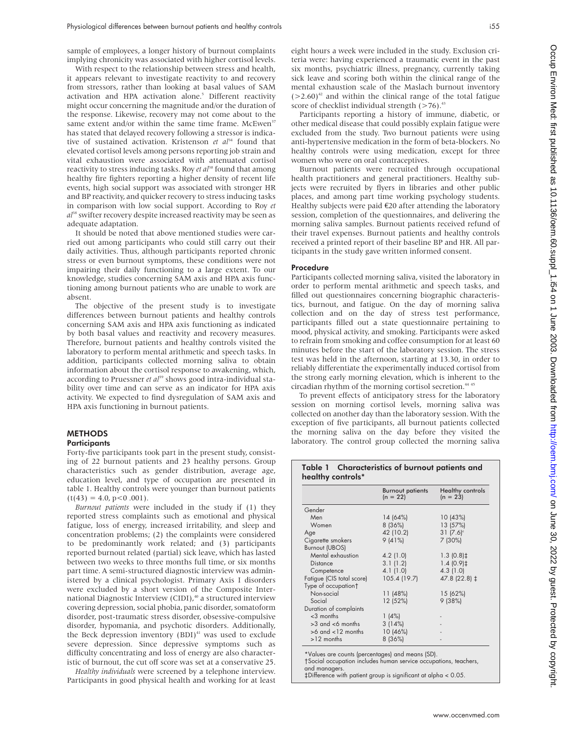sample of employees, a longer history of burnout complaints implying chronicity was associated with higher cortisol levels.

With respect to the relationship between stress and health, it appears relevant to investigate reactivity to and recovery from stressors, rather than looking at basal values of SAM activation and HPA activation alone.[5] Different reactivity might occur concerning the magnitude and/or the duration of the response. Likewise, recovery may not come about to the same extent and/or within the same time frame. McEwen[37] has stated that delayed recovery following a stressor is indicative of sustained activation. Kristenson *et al*[34] found that elevated cortisol levels among persons reporting job strain and vital exhaustion were associated with attenuated cortisol reactivity to stress inducing tasks. Roy *et al*[38] found that among healthy fire fighters reporting a higher density of recent life events, high social support was associated with stronger HR and BP reactivity, and quicker recovery to stress inducing tasks in comparison with low social support. According to Roy *et al*[38] swifter recovery despite increased reactivity may be seen as adequate adaptation.

It should be noted that above mentioned studies were carried out among participants who could still carry out their daily activities. Thus, although participants reported chronic stress or even burnout symptoms, these conditions were not impairing their daily functioning to a large extent. To our knowledge, studies concerning SAM axis and HPA axis functioning among burnout patients who are unable to work are absent.

The objective of the present study is to investigate differences between burnout patients and healthy controls concerning SAM axis and HPA axis functioning as indicated by both basal values and reactivity and recovery measures. Therefore, burnout patients and healthy controls visited the laboratory to perform mental arithmetic and speech tasks. In addition, participants collected morning saliva to obtain information about the cortisol response to awakening, which, according to Pruessner *et al*[39] shows good intra-individual stability over time and can serve as an indicator for HPA axis activity. We expected to find dysregulation of SAM axis and HPA axis functioning in burnout patients.

## METHODS

### Participants

Forty-five participants took part in the present study, consisting of 22 burnout patients and 23 healthy persons. Group characteristics such as gender distribution, average age, education level, and type of occupation are presented in table 1. Healthy controls were younger than burnout patients ($t(43) = 4.0$, $p<0.001$).

*Burnout patients* were included in the study if (1) they reported stress complaints such as emotional and physical fatigue, loss of energy, increased irritability, and sleep and concentration problems; (2) the complaints were considered to be predominantly work related; and (3) participants reported burnout related (partial) sick leave, which has lasted between two weeks to three months full time, or six months part time. A semi-structured diagnostic interview was administered by a clinical psychologist. Primary Axis I disorders were excluded by a short version of the Composite International Diagnostic Interview (CIDI),[40] a structured interview covering depression, social phobia, panic disorder, somatoform disorder, post-traumatic stress disorder, obsessive-compulsive disorder, hypomania, and psychotic disorders. Additionally, the Beck depression inventory (BDI)[41] was used to exclude severe depression. Since depressive symptoms such as difficulty concentrating and loss of energy are also characteristic of burnout, the cut off score was set at a conservative 25.

*Healthy individuals* were screened by a telephone interview. Participants in good physical health and working for at least eight hours a week were included in the study. Exclusion criteria were: having experienced a traumatic event in the past six months, psychiatric illness, pregnancy, currently taking sick leave and scoring both within the clinical range of the mental exhaustion scale of the Maslach burnout inventory ($>2.60$)[42] and within the clinical range of the total fatigue score of checklist individual strength ($>76$).[43]

Participants reporting a history of immune, diabetic, or other medical disease that could possibly explain fatigue were excluded from the study. Two burnout patients were using anti-hypertensive medication in the form of beta-blockers. No healthy controls were using medication, except for three women who were on oral contraceptives.

Burnout patients were recruited through occupational health practitioners and general practitioners. Healthy subjects were recruited by flyers in libraries and other public places, and among part time working psychology students. Healthy subjects were paid €20 after attending the laboratory session, completion of the questionnaires, and delivering the morning saliva samples. Burnout patients received refund of their travel expenses. Burnout patients and healthy controls received a printed report of their baseline BP and HR. All participants in the study gave written informed consent.

### Procedure

Participants collected morning saliva, visited the laboratory in order to perform mental arithmetic and speech tasks, and filled out questionnaires concerning biographic characteristics, burnout, and fatigue. On the day of morning saliva collection and on the day of stress test performance, participants filled out a state questionnaire pertaining to mood, physical activity, and smoking. Participants were asked to refrain from smoking and coffee consumption for at least 60 minutes before the start of the laboratory session. The stress test was held in the afternoon, starting at 13.30, in order to reliably differentiate the experimentally induced cortisol from the strong early morning elevation, which is inherent to the circadian rhythm of the morning cortisol secretion.[44 45]

To prevent effects of anticipatory stress for the laboratory session on morning cortisol levels, morning saliva was collected on another day than the laboratory session. With the exception of five participants, all burnout patients collected the morning saliva on the day before they visited the laboratory. The control group collected the morning saliva

**Table 1** Characteristics of burnout patients and healthy controls*

| | Burnout patients (n = 22) | Healthy controls (n = 23) |
|---|---|---|
| Gender | | |
| Men | 14 (64%) | 10 (43%) |
| Women | 8 (36%) | 13 (57%) |
| Age | 42 (10.2) | 31 (7.6)‡ |
| Cigarette smokers | 9 (41%) | 7 (30%) |
| Burnout (UBOS) | | |
| Mental exhaustion | 4.2 (1.0) | 1.3 (0.8)‡ |
| Distance | 3.1 (1.2) | 1.4 (0.9)‡ |
| Competence | 4.1 (1.0) | 4.3 (1.0) |
| Fatigue (CIS total score) | 105.4 (19.7) | 47.8 (22.8) ‡ |
| Type of occupation† | | |
| Non-social | 11 (48%) | 15 (62%) |
| Social | 12 (52%) | 9 (38%) |
| Duration of complaints | | |
| <3 months | 1 (4%) | - |
| >3 and <6 months | 3 (14%) | - |
| >6 and <12 months | 10 (46%) | - |
| >12 months | 8 (36%) | - |

*Values are counts (percentages) and means (SD).
†Social occupation includes human service occupations, teachers, and managers.
‡Difference with patient group is significant at alpha < 0.05.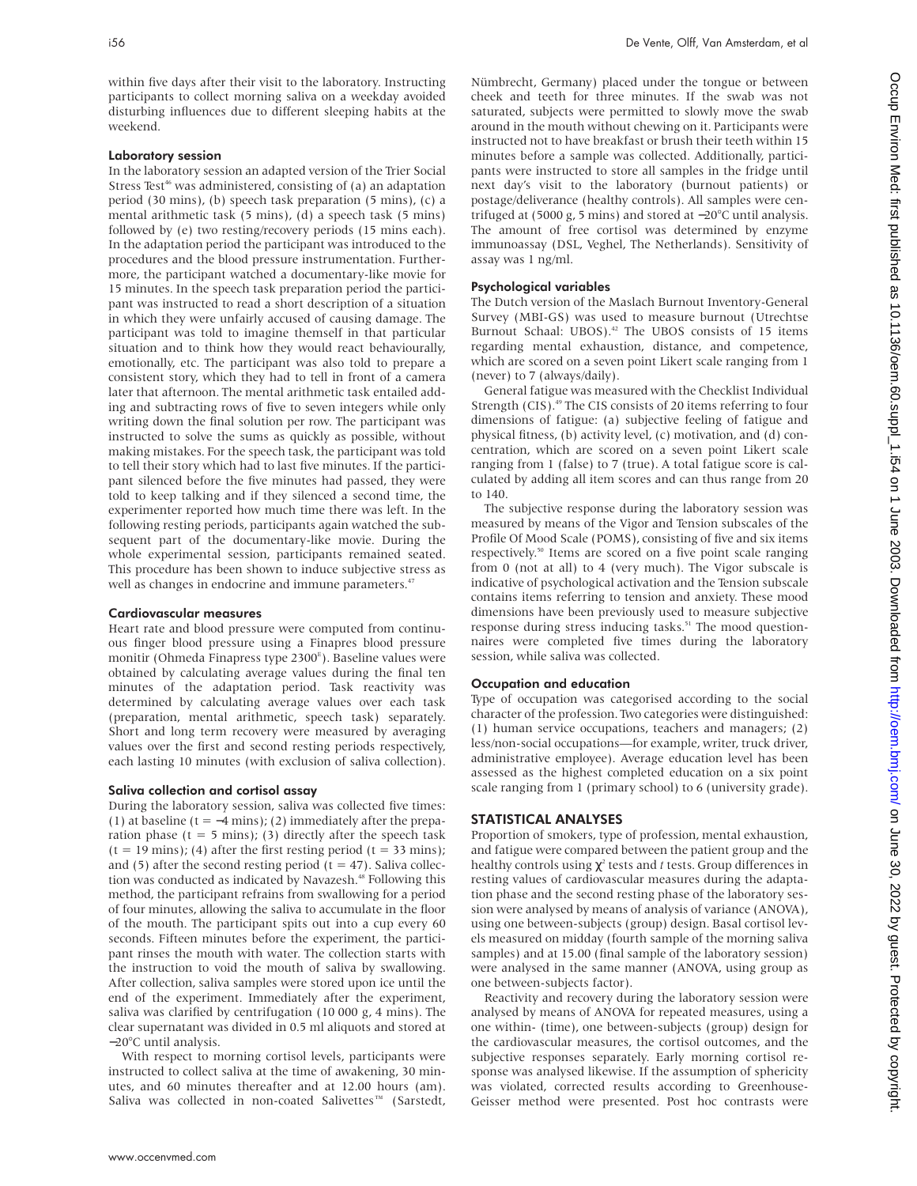within five days after their visit to the laboratory. Instructing participants to collect morning saliva on a weekday avoided disturbing influences due to different sleeping habits at the weekend.

### Laboratory session

In the laboratory session an adapted version of the Trier Social Stress Test[46] was administered, consisting of (a) an adaptation period (30 mins), (b) speech task preparation (5 mins), (c) a mental arithmetic task (5 mins), (d) a speech task (5 mins) followed by (e) two resting/recovery periods (15 mins each). In the adaptation period the participant was introduced to the procedures and the blood pressure instrumentation. Furthermore, the participant watched a documentary-like movie for 15 minutes. In the speech task preparation period the participant was instructed to read a short description of a situation in which they were unfairly accused of causing damage. The participant was told to imagine themself in that particular situation and to think how they would react behaviourally, emotionally, etc. The participant was also told to prepare a consistent story, which they had to tell in front of a camera later that afternoon. The mental arithmetic task entailed adding and subtracting rows of five to seven integers while only writing down the final solution per row. The participant was instructed to solve the sums as quickly as possible, without making mistakes. For the speech task, the participant was told to tell their story which had to last five minutes. If the participant silenced before the five minutes had passed, they were told to keep talking and if they silenced a second time, the experimenter reported how much time there was left. In the following resting periods, participants again watched the subsequent part of the documentary-like movie. During the whole experimental session, participants remained seated. This procedure has been shown to induce subjective stress as well as changes in endocrine and immune parameters.[47]

### Cardiovascular measures

Heart rate and blood pressure were computed from continuous finger blood pressure using a Finapres blood pressure monitir (Ohmeda Finapress type 2300[E]). Baseline values were obtained by calculating average values during the final ten minutes of the adaptation period. Task reactivity was determined by calculating average values over each task (preparation, mental arithmetic, speech task) separately. Short and long term recovery were measured by averaging values over the first and second resting periods respectively, each lasting 10 minutes (with exclusion of saliva collection).

### Saliva collection and cortisol assay

During the laboratory session, saliva was collected five times: (1) at baseline (t = −4 mins); (2) immediately after the preparation phase (t = 5 mins); (3) directly after the speech task (t = 19 mins); (4) after the first resting period (t = 33 mins); and (5) after the second resting period (t = 47). Saliva collection was conducted as indicated by Navazesh.[48] Following this method, the participant refrains from swallowing for a period of four minutes, allowing the saliva to accumulate in the floor of the mouth. The participant spits out into a cup every 60 seconds. Fifteen minutes before the experiment, the participant rinses the mouth with water. The collection starts with the instruction to void the mouth of saliva by swallowing. After collection, saliva samples were stored upon ice until the end of the experiment. Immediately after the experiment, saliva was clarified by centrifugation (10 000 g, 4 mins). The clear supernatant was divided in 0.5 ml aliquots and stored at −20°C until analysis.

With respect to morning cortisol levels, participants were instructed to collect saliva at the time of awakening, 30 minutes, and 60 minutes thereafter and at 12.00 hours (am). Saliva was collected in non-coated Salivettes™ (Sarstedt, Nümbrecht, Germany) placed under the tongue or between cheek and teeth for three minutes. If the swab was not saturated, subjects were permitted to slowly move the swab around in the mouth without chewing on it. Participants were instructed not to have breakfast or brush their teeth within 15 minutes before a sample was collected. Additionally, participants were instructed to store all samples in the fridge until next day's visit to the laboratory (burnout patients) or postage/deliverance (healthy controls). All samples were centrifuged at (5000 g, 5 mins) and stored at −20°C until analysis. The amount of free cortisol was determined by enzyme immunoassay (DSL, Veghel, The Netherlands). Sensitivity of assay was 1 ng/ml.

### Psychological variables

The Dutch version of the Maslach Burnout Inventory-General Survey (MBI-GS) was used to measure burnout (Utrechtse Burnout Schaal: UBOS).[42] The UBOS consists of 15 items regarding mental exhaustion, distance, and competence, which are scored on a seven point Likert scale ranging from 1 (never) to 7 (always/daily).

General fatigue was measured with the Checklist Individual Strength (CIS).[49] The CIS consists of 20 items referring to four dimensions of fatigue: (a) subjective feeling of fatigue and physical fitness, (b) activity level, (c) motivation, and (d) concentration, which are scored on a seven point Likert scale ranging from 1 (false) to 7 (true). A total fatigue score is calculated by adding all item scores and can thus range from 20 to 140.

The subjective response during the laboratory session was measured by means of the Vigor and Tension subscales of the Profile Of Mood Scale (POMS), consisting of five and six items respectively.[50] Items are scored on a five point scale ranging from 0 (not at all) to 4 (very much). The Vigor subscale is indicative of psychological activation and the Tension subscale contains items referring to tension and anxiety. These mood dimensions have been previously used to measure subjective response during stress inducing tasks.[51] The mood questionnaires were completed five times during the laboratory session, while saliva was collected.

### Occupation and education

Type of occupation was categorised according to the social character of the profession. Two categories were distinguished: (1) human service occupations, teachers and managers; (2) less/non-social occupations—for example, writer, truck driver, administrative employee). Average education level has been assessed as the highest completed education on a six point scale ranging from 1 (primary school) to 6 (university grade).

## STATISTICAL ANALYSES

Proportion of smokers, type of profession, mental exhaustion, and fatigue were compared between the patient group and the healthy controls using $\chi^2$ tests and *t* tests. Group differences in resting values of cardiovascular measures during the adaptation phase and the second resting phase of the laboratory session were analysed by means of analysis of variance (ANOVA), using one between-subjects (group) design. Basal cortisol levels measured on midday (fourth sample of the morning saliva samples) and at 15.00 (final sample of the laboratory session) were analysed in the same manner (ANOVA, using group as one between-subjects factor).

Reactivity and recovery during the laboratory session were analysed by means of ANOVA for repeated measures, using a one within- (time), one between-subjects (group) design for the cardiovascular measures, the cortisol outcomes, and the subjective responses separately. Early morning cortisol response was analysed likewise. If the assumption of sphericity was violated, corrected results according to Greenhouse-Geisser method were presented. Post hoc contrasts were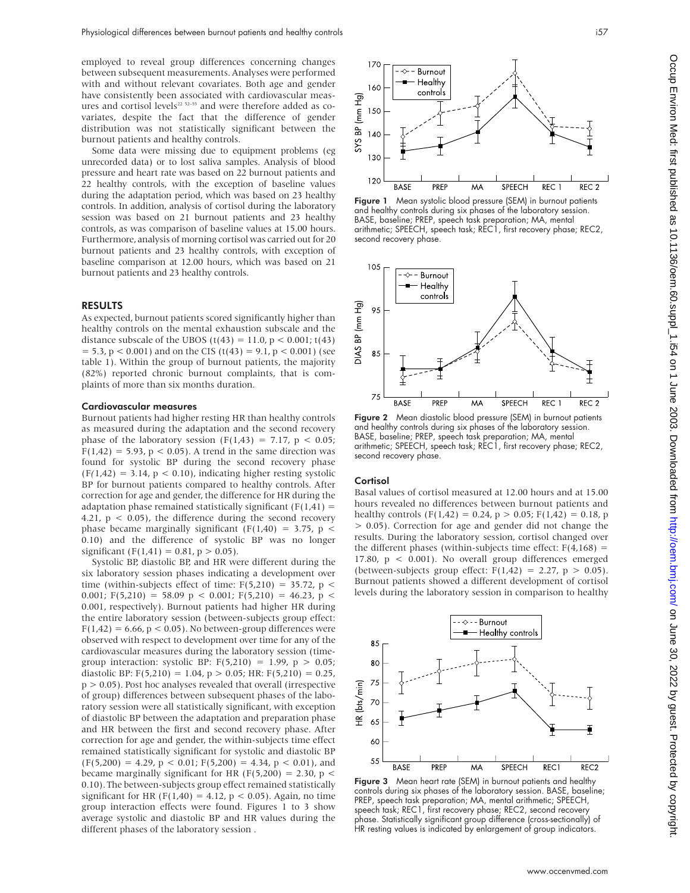employed to reveal group differences concerning changes between subsequent measurements. Analyses were performed with and without relevant covariates. Both age and gender have consistently been associated with cardiovascular measures and cortisol levels[22 52–55] and were therefore added as covariates, despite the fact that the difference of gender distribution was not statistically significant between the burnout patients and healthy controls.

Some data were missing due to equipment problems (eg unrecorded data) or to lost saliva samples. Analysis of blood pressure and heart rate was based on 22 burnout patients and 22 healthy controls, with the exception of baseline values during the adaptation period, which was based on 23 healthy controls. In addition, analysis of cortisol during the laboratory session was based on 21 burnout patients and 23 healthy controls, as was comparison of baseline values at 15.00 hours. Furthermore, analysis of morning cortisol was carried out for 20 burnout patients and 23 healthy controls, with exception of baseline comparison at 12.00 hours, which was based on 21 burnout patients and 23 healthy controls.

## RESULTS

As expected, burnout patients scored significantly higher than healthy controls on the mental exhaustion subscale and the distance subscale of the UBOS ($t(43) = 11.0$, $p < 0.001$; $t(43) = 5.3$, $p < 0.001$) and on the CIS ($t(43) = 9.1$, $p < 0.001$) (see table 1). Within the group of burnout patients, the majority (82%) reported chronic burnout complaints, that is complaints of more than six months duration.

### Cardiovascular measures

Burnout patients had higher resting HR than healthy controls as measured during the adaptation and the second recovery phase of the laboratory session ($F(1,43) = 7.17$, $p < 0.05$; $F(1,42) = 5.93$, $p < 0.05$). A trend in the same direction was found for systolic BP during the second recovery phase ($F(1,42) = 3.14$, $p < 0.10$), indicating higher resting systolic BP for burnout patients compared to healthy controls. After correction for age and gender, the difference for HR during the adaptation phase remained statistically significant ($F(1,41) = 4.21$, $p < 0.05$), the difference during the second recovery phase became marginally significant ($F(1,40) = 3.75$, $p < 0.10$) and the difference of systolic BP was no longer significant ($F(1,41) = 0.81$, $p > 0.05$).

Systolic BP, diastolic BP, and HR were different during the six laboratory session phases indicating a development over time (within-subjects effect of time: $F(5,210) = 35.72$, $p < 0.001$; $F(5,210) = 58.09$ $p < 0.001$; $F(5,210) = 46.23$, $p < 0.001$, respectively). Burnout patients had higher HR during the entire laboratory session (between-subjects group effect: $F(1,42) = 6.66$, $p < 0.05$). No between-group differences were observed with respect to development over time for any of the cardiovascular measures during the laboratory session (time-group interaction: systolic BP: $F(5,210) = 1.99$, $p > 0.05$; diastolic BP: $F(5,210) = 1.04$, $p > 0.05$; HR: $F(5,210) = 0.25$, $p > 0.05$). Post hoc analyses revealed that overall (irrespective of group) differences between subsequent phases of the laboratory session were all statistically significant, with exception of diastolic BP between the adaptation and preparation phase and HR between the first and second recovery phase. After correction for age and gender, the within-subjects time effect remained statistically significant for systolic and diastolic BP ($F(5,200) = 4.29$, $p < 0.01$; $F(5,200) = 4.34$, $p < 0.01$), and became marginally significant for HR ($F(5,200) = 2.30$, $p < 0.10$). The between-subjects group effect remained statistically significant for HR ($F(1,40) = 4.12$, $p < 0.05$). Again, no time group interaction effects were found. Figures 1 to 3 show average systolic and diastolic BP and HR values during the different phases of the laboratory session .

**Figure 1** Mean systolic blood pressure (SEM) in burnout patients and healthy controls during six phases of the laboratory session. BASE, baseline; PREP, speech task preparation; MA, mental arithmetic; SPEECH, speech task; REC1, first recovery phase; REC2, second recovery phase.

**Figure 2** Mean diastolic blood pressure (SEM) in burnout patients and healthy controls during six phases of the laboratory session. BASE, baseline; PREP, speech task preparation; MA, mental arithmetic; SPEECH, speech task; REC1, first recovery phase; REC2, second recovery phase.

### Cortisol

Basal values of cortisol measured at 12.00 hours and at 15.00 hours revealed no differences between burnout patients and healthy controls ($F(1,42) = 0.24$, $p > 0.05$; $F(1,42) = 0.18$, $p > 0.05$). Correction for age and gender did not change the results. During the laboratory session, cortisol changed over the different phases (within-subjects time effect: $F(4,168) = 17.80$, $p < 0.001$). No overall group differences emerged (between-subjects group effect: $F(1,42) = 2.27$, $p > 0.05$). Burnout patients showed a different development of cortisol levels during the laboratory session in comparison to healthy

**Figure 3** Mean heart rate (SEM) in burnout patients and healthy controls during six phases of the laboratory session. BASE, baseline; PREP, speech task preparation; MA, mental arithmetic; SPEECH, speech task; REC1, first recovery phase; REC2, second recovery phase. Statistically significant group difference (cross-sectionally) of HR resting values is indicated by enlargement of group indicators.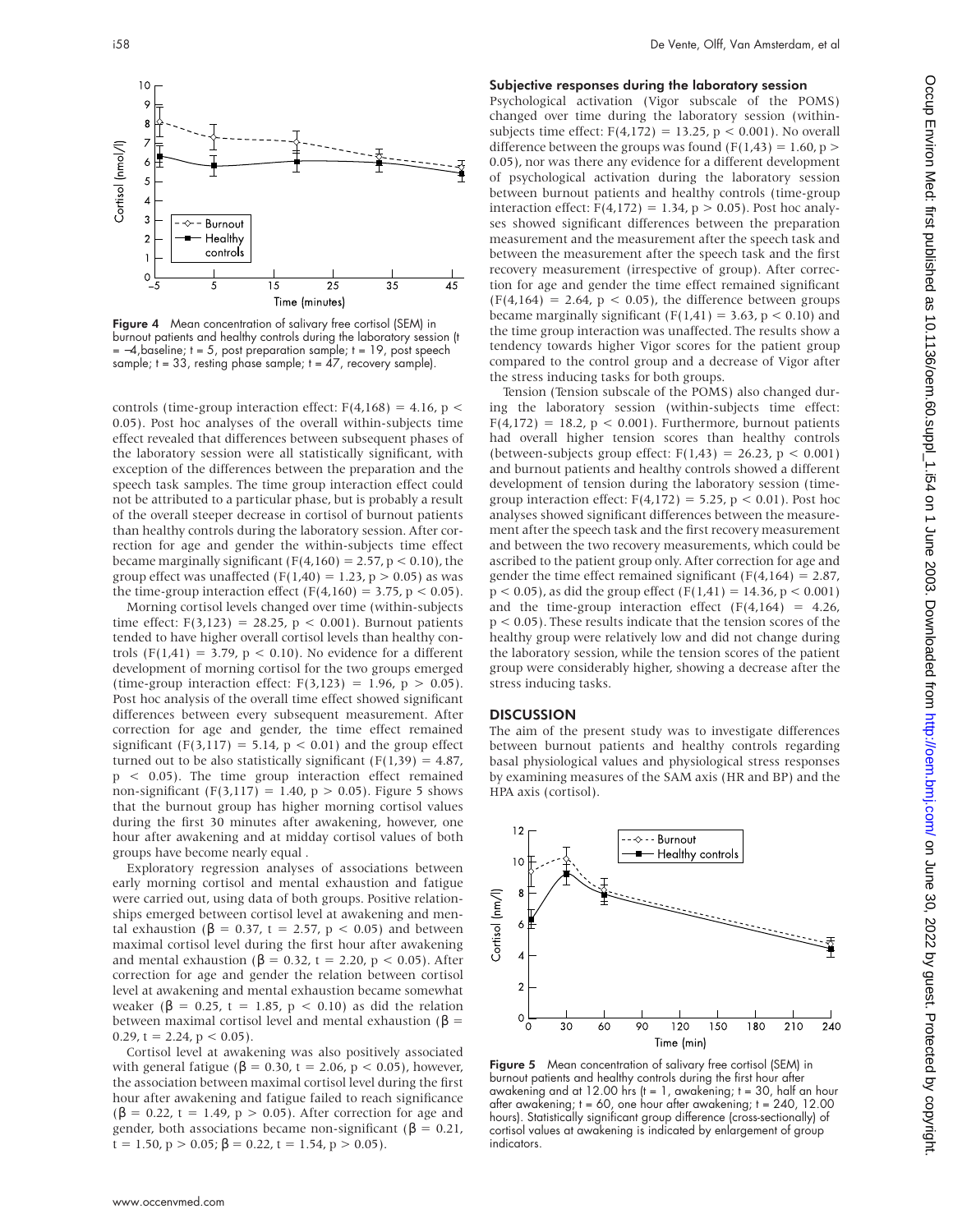Figure 4 Mean concentration of salivary free cortisol (SEM) in burnout patients and healthy controls during the laboratory session (t = −4,baseline; t = 5, post preparation sample; t = 19, post speech sample; t = 33, resting phase sample; t = 47, recovery sample).

controls (time-group interaction effect: $F(4,168) = 4.16$, $p < 0.05$). Post hoc analyses of the overall within-subjects time effect revealed that differences between subsequent phases of the laboratory session were all statistically significant, with exception of the differences between the preparation and the speech task samples. The time group interaction effect could not be attributed to a particular phase, but is probably a result of the overall steeper decrease in cortisol of burnout patients than healthy controls during the laboratory session. After correction for age and gender the within-subjects time effect became marginally significant ($F(4,160) = 2.57$, $p < 0.10$), the group effect was unaffected ($F(1,40) = 1.23$, $p > 0.05$) as was the time-group interaction effect ($F(4,160) = 3.75$, $p < 0.05$).

Morning cortisol levels changed over time (within-subjects time effect: $F(3,123) = 28.25$, $p < 0.001$). Burnout patients tended to have higher overall cortisol levels than healthy controls ($F(1,41) = 3.79$, $p < 0.10$). No evidence for a different development of morning cortisol for the two groups emerged (time-group interaction effect: $F(3,123) = 1.96$, $p > 0.05$). Post hoc analysis of the overall time effect showed significant differences between every subsequent measurement. After correction for age and gender, the time effect remained significant ($F(3,117) = 5.14$, $p < 0.01$) and the group effect turned out to be also statistically significant ($F(1,39) = 4.87$, $p < 0.05$). The time group interaction effect remained non-significant ($F(3,117) = 1.40$, $p > 0.05$). Figure 5 shows that the burnout group has higher morning cortisol values during the first 30 minutes after awakening, however, one hour after awakening and at midday cortisol values of both groups have become nearly equal .

Exploratory regression analyses of associations between early morning cortisol and mental exhaustion and fatigue were carried out, using data of both groups. Positive relationships emerged between cortisol level at awakening and mental exhaustion ($\beta = 0.37$, $t = 2.57$, $p < 0.05$) and between maximal cortisol level during the first hour after awakening and mental exhaustion ($\beta = 0.32$, $t = 2.20$, $p < 0.05$). After correction for age and gender the relation between cortisol level at awakening and mental exhaustion became somewhat weaker ($\beta = 0.25$, $t = 1.85$, $p < 0.10$) as did the relation between maximal cortisol level and mental exhaustion ($\beta = 0.29$, $t = 2.24$, $p < 0.05$).

Cortisol level at awakening was also positively associated with general fatigue ($\beta = 0.30$, $t = 2.06$, $p < 0.05$), however, the association between maximal cortisol level during the first hour after awakening and fatigue failed to reach significance ($\beta = 0.22$, $t = 1.49$, $p > 0.05$). After correction for age and gender, both associations became non-significant ($\beta = 0.21$, $t = 1.50$, $p > 0.05$; $\beta = 0.22$, $t = 1.54$, $p > 0.05$).

### Subjective responses during the laboratory session

Psychological activation (Vigor subscale of the POMS) changed over time during the laboratory session (within-subjects time effect: $F(4,172) = 13.25$, $p < 0.001$). No overall difference between the groups was found ($F(1,43) = 1.60$, $p > 0.05$), nor was there any evidence for a different development of psychological activation during the laboratory session between burnout patients and healthy controls (time-group interaction effect: $F(4,172) = 1.34$, $p > 0.05$). Post hoc analyses showed significant differences between the preparation measurement and the measurement after the speech task and between the measurement after the speech task and the first recovery measurement (irrespective of group). After correction for age and gender the time effect remained significant ($F(4,164) = 2.64$, $p < 0.05$), the difference between groups became marginally significant ($F(1,41) = 3.63$, $p < 0.10$) and the time group interaction was unaffected. The results show a tendency towards higher Vigor scores for the patient group compared to the control group and a decrease of Vigor after the stress inducing tasks for both groups.

Tension (Tension subscale of the POMS) also changed during the laboratory session (within-subjects time effect: $F(4,172) = 18.2$, $p < 0.001$). Furthermore, burnout patients had overall higher tension scores than healthy controls (between-subjects group effect: $F(1,43) = 26.23$, $p < 0.001$) and burnout patients and healthy controls showed a different development of tension during the laboratory session (time-group interaction effect: $F(4,172) = 5.25$, $p < 0.01$). Post hoc analyses showed significant differences between the measurement after the speech task and the first recovery measurement and between the two recovery measurements, which could be ascribed to the patient group only. After correction for age and gender the time effect remained significant ($F(4,164) = 2.87$, $p < 0.05$), as did the group effect ($F(1,41) = 14.36$, $p < 0.001$) and the time-group interaction effect ($F(4,164) = 4.26$, $p < 0.05$). These results indicate that the tension scores of the healthy group were relatively low and did not change during the laboratory session, while the tension scores of the patient group were considerably higher, showing a decrease after the stress inducing tasks.

## DISCUSSION

The aim of the present study was to investigate differences between burnout patients and healthy controls regarding basal physiological values and physiological stress responses by examining measures of the SAM axis (HR and BP) and the HPA axis (cortisol).

Figure 5 Mean concentration of salivary free cortisol (SEM) in burnout patients and healthy controls during the first hour after awakening and at 12.00 hrs (t = 1, awakening; t = 30, half an hour after awakening; t = 60, one hour after awakening; t = 240, 12.00 hours). Statistically significant group difference (cross-sectionally) of cortisol values at awakening is indicated by enlargement of group indicators.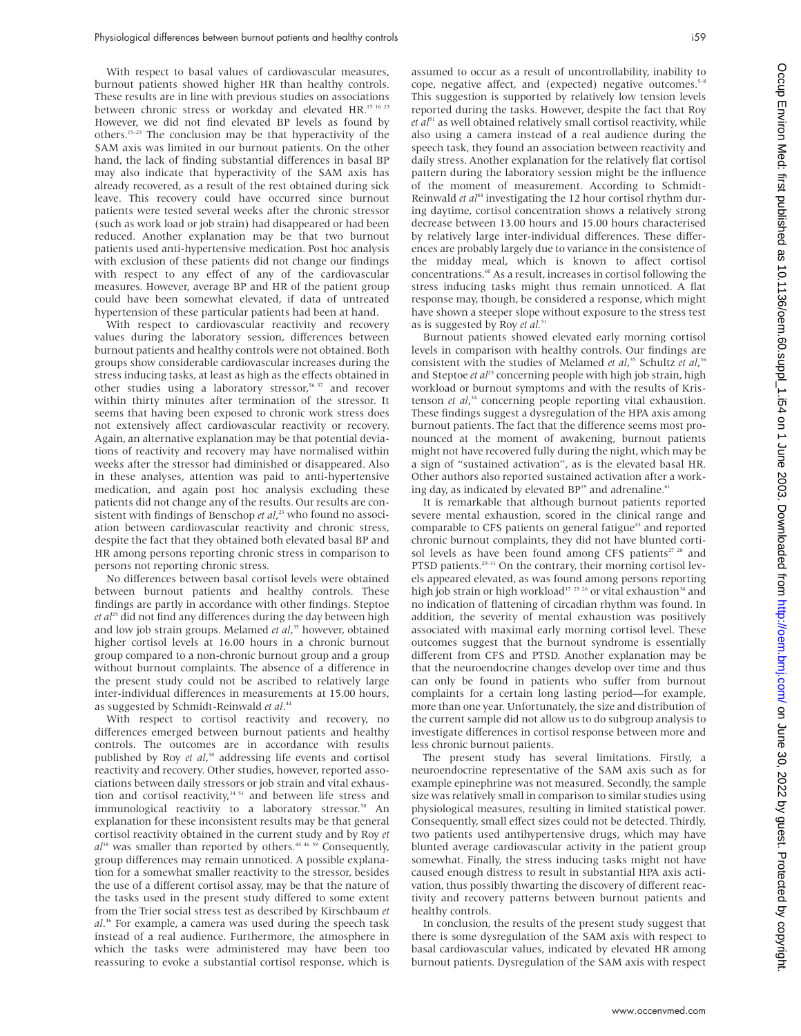With respect to basal values of cardiovascular measures, burnout patients showed higher HR than healthy controls. These results are in line with previous studies on associations between chronic stress or workday and elevated HR.[15 16 23] However, we did not find elevated BP levels as found by others.[15–23] The conclusion may be that hyperactivity of the SAM axis was limited in our burnout patients. On the other hand, the lack of finding substantial differences in basal BP may also indicate that hyperactivity of the SAM axis has already recovered, as a result of the rest obtained during sick leave. This recovery could have occurred since burnout patients were tested several weeks after the chronic stressor (such as work load or job strain) had disappeared or had been reduced. Another explanation may be that two burnout patients used anti-hypertensive medication. Post hoc analysis with exclusion of these patients did not change our findings with respect to any effect of any of the cardiovascular measures. However, average BP and HR of the patient group could have been somewhat elevated, if data of untreated hypertension of these particular patients had been at hand.

With respect to cardiovascular reactivity and recovery values during the laboratory session, differences between burnout patients and healthy controls were not obtained. Both groups show considerable cardiovascular increases during the stress inducing tasks, at least as high as the effects obtained in other studies using a laboratory stressor,[56 57] and recover within thirty minutes after termination of the stressor. It seems that having been exposed to chronic work stress does not extensively affect cardiovascular reactivity or recovery. Again, an alternative explanation may be that potential deviations of reactivity and recovery may have normalised within weeks after the stressor had diminished or disappeared. Also in these analyses, attention was paid to anti-hypertensive medication, and again post hoc analysis excluding these patients did not change any of the results. Our results are consistent with findings of Benschop *et al*,[23] who found no association between cardiovascular reactivity and chronic stress, despite the fact that they obtained both elevated basal BP and HR among persons reporting chronic stress in comparison to persons not reporting chronic stress.

No differences between basal cortisol levels were obtained between burnout patients and healthy controls. These findings are partly in accordance with other findings. Steptoe *et al*[25] did not find any differences during the day between high and low job strain groups. Melamed *et al*,[35] however, obtained higher cortisol levels at 16.00 hours in a chronic burnout group compared to a non-chronic burnout group and a group without burnout complaints. The absence of a difference in the present study could not be ascribed to relatively large inter-individual differences in measurements at 15.00 hours, as suggested by Schmidt-Reinwald *et al*.[44]

With respect to cortisol reactivity and recovery, no differences emerged between burnout patients and healthy controls. The outcomes are in accordance with results published by Roy *et al*,[38] addressing life events and cortisol reactivity and recovery. Other studies, however, reported associations between daily stressors or job strain and vital exhaustion and cortisol reactivity,[34 51] and between life stress and immunological reactivity to a laboratory stressor.[58] An explanation for these inconsistent results may be that general cortisol reactivity obtained in the current study and by Roy *et al*[38] was smaller than reported by others.[44 46 59] Consequently, group differences may remain unnoticed. A possible explanation for a somewhat smaller reactivity to the stressor, besides the use of a different cortisol assay, may be that the nature of the tasks used in the present study differed to some extent from the Trier social stress test as described by Kirschbaum *et al*.[46] For example, a camera was used during the speech task instead of a real audience. Furthermore, the atmosphere in which the tasks were administered may have been too reassuring to evoke a substantial cortisol response, which is assumed to occur as a result of uncontrollability, inability to cope, negative affect, and (expected) negative outcomes.[5–8] This suggestion is supported by relatively low tension levels reported during the tasks. However, despite the fact that Roy *et al*[51] as well obtained relatively small cortisol reactivity, while also using a camera instead of a real audience during the speech task, they found an association between reactivity and daily stress. Another explanation for the relatively flat cortisol pattern during the laboratory session might be the influence of the moment of measurement. According to Schmidt-Reinwald *et al*[44] investigating the 12 hour cortisol rhythm during daytime, cortisol concentration shows a relatively strong decrease between 13.00 hours and 15.00 hours characterised by relatively large inter-individual differences. These differences are probably largely due to variance in the consistence of the midday meal, which is known to affect cortisol concentrations.[60] As a result, increases in cortisol following the stress inducing tasks might thus remain unnoticed. A flat response may, though, be considered a response, which might have shown a steeper slope without exposure to the stress test as is suggested by Roy *et al*.[51]

Burnout patients showed elevated early morning cortisol levels in comparison with healthy controls. Our findings are consistent with the studies of Melamed *et al*,[35] Schultz *et al*,[36] and Steptoe *et al*[25] concerning people with high job strain, high workload or burnout symptoms and with the results of Kristenson *et al*,[34] concerning people reporting vital exhaustion. These findings suggest a dysregulation of the HPA axis among burnout patients. The fact that the difference seems most pronounced at the moment of awakening, burnout patients might not have recovered fully during the night, which may be a sign of "sustained activation", as is the elevated basal HR. Other authors also reported sustained activation after a working day, as indicated by elevated BP[19] and adrenaline.[61]

It is remarkable that although burnout patients reported severe mental exhaustion, scored in the clinical range and comparable to CFS patients on general fatigue[43] and reported chronic burnout complaints, they did not have blunted cortisol levels as have been found among CFS patients[27 28] and PTSD patients.[29–31] On the contrary, their morning cortisol levels appeared elevated, as was found among persons reporting high job strain or high workload[17 25 26] or vital exhaustion[34] and no indication of flattening of circadian rhythm was found. In addition, the severity of mental exhaustion was positively associated with maximal early morning cortisol level. These outcomes suggest that the burnout syndrome is essentially different from CFS and PTSD. Another explanation may be that the neuroendocrine changes develop over time and thus can only be found in patients who suffer from burnout complaints for a certain long lasting period—for example, more than one year. Unfortunately, the size and distribution of the current sample did not allow us to do subgroup analysis to investigate differences in cortisol response between more and less chronic burnout patients.

The present study has several limitations. Firstly, a neuroendocrine representative of the SAM axis such as for example epinephrine was not measured. Secondly, the sample size was relatively small in comparison to similar studies using physiological measures, resulting in limited statistical power. Consequently, small effect sizes could not be detected. Thirdly, two patients used antihypertensive drugs, which may have blunted average cardiovascular activity in the patient group somewhat. Finally, the stress inducing tasks might not have caused enough distress to result in substantial HPA axis activation, thus possibly thwarting the discovery of different reactivity and recovery patterns between burnout patients and healthy controls.

In conclusion, the results of the present study suggest that there is some dysregulation of the SAM axis with respect to basal cardiovascular values, indicated by elevated HR among burnout patients. Dysregulation of the SAM axis with respect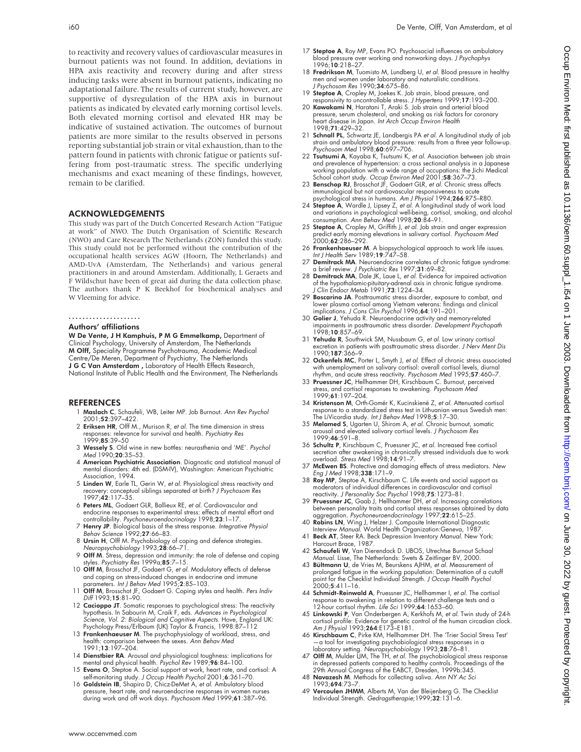to reactivity and recovery values of cardiovascular measures in burnout patients was not found. In addition, deviations in HPA axis reactivity and recovery during and after stress inducing tasks were absent in burnout patients, indicating no adaptational failure. The results of current study, however, are supportive of dysregulation of the HPA axis in burnout patients as indicated by elevated early morning cortisol levels. Both elevated morning cortisol and elevated HR may be indicative of sustained activation. The outcomes of burnout patients are more similar to the results observed in persons reporting substantial job strain or vital exhaustion, than to the pattern found in patients with chronic fatigue or patients suffering from post-traumatic stress. The specific underlying mechanisms and exact meaning of these findings, however, remain to be clarified.

## ACKNOWLEDGEMENTS

This study was part of the Dutch Concerted Research Action "Fatigue at work" of NWO. The Dutch Organisation of Scientific Research (NWO) and Care Research The Netherlands (ZON) funded this study. This study could not be performed without the contribution of the occupational health services AGW (Hoorn, The Netherlands) and AMD-UvA (Amsterdam, The Netherlands) and various general practitioners in and around Amsterdam. Additionally, L Geraets and F Wildschut have been of great aid during the data collection phase. The authors thank P K Beekhof for biochemical analyses and W Vleeming for advice.

### Authors' affiliations

**W De Vente, J H Kamphuis, P M G Emmelkamp,** Department of Clinical Psychology, University of Amsterdam, The Netherlands
**M Olff,** Speciality Programme Psychotrauma, Academic Medical Centre/De Meren, Department of Psychiatry, The Netherlands
**J G C Van Amsterdam ,** Laboratory of Health Effects Research, National Institute of Public Health and the Environment, The Netherlands

## REFERENCES

1 **Maslach C**, Schaufeli, WB, Leiter MP. Job Burnout. *Ann Rev Psychol* 2001;**52**:397–422.
2 **Eriksen HR**, Olff M., Murison R, *et al*. The time dimension in stress responses: relevance for survival and health. *Psychiatry Res* 1999;**85**:39–50
3 **Wessely S**. Old wine in new bottles: neurasthenia and 'ME'. *Psychol Med* 1990;**20**:35–53.
4 **American Psychiatric Association**. Diagnostic and statistical manual of mental disorders: 4th ed. (DSM-IV), Washington: American Psychiatric Association, 1994.
5 **Linden W**, Earle TL, Gerin W, *et al*. Physiological stress reactivity and recovery: conceptual siblings separated at birth? *J Psychosom Res* 1997;**42**:117–35.
6 **Peters ML**, Godaert GLR, Ballieux RE, *et al*. Cardiovascular and endocrine responses to experimental stress: effects of mental effort and controllability. *Psychoneuroendocrinology* 1998;**23**:1–17.
7 **Henry JP**. Biological basis of the stress response. *Integrative Physiol Behav Science* 1992;**27**:66–83.
8 **Ursin H**, Olff M. Psychobiology of coping and defence strategies. *Neuropsychobiology* 1993;**28**:66–71.
9 **Olff M**. Stress, depression and immunity: the role of defense and coping styles. *Psychiatry Res* 1999a;**85**:7–15.
10 **Olff M**, Brosschot JF, Godaert G, *et al*. Modulatory effects of defense and coping on stress-induced changes in endocrine and immune parameters. *Int J Behav Med* 1995;**2**:85–103.
11 **Olff M**, Brosschot JF, Godaert G. Coping styles and health. *Pers Indiv Diff* 1993;**15**:81–90.
12 **Cacioppo JT**. Somatic responses to psychological stress: The reactivity hypothesis. In Sabourin M, Craik F, eds. *Advances in Psychological Science, Vol. 2: Biological and Cognitive Aspects*. Hove, England UK: Psychology Press/Erlbaum (UK) Taylor & Francis, 1998:87–112
13 **Frankenhaeuser M**. The psychophysiology of workload, stress, and health: comparison between the sexes. *Ann Behav Med* 1991;**13**:197–204.
14 **Dienstbier RA**. Arousal and physiological toughness: implications for mental and physical health. *Psychol Rev* 1989;**96**:84–100.
15 **Evans O**, Steptoe A. Social support at work, heart rate, and cortisol: A self-monitoring study. *J Occup Health Psychol* 2001;**6**:361–70.
16 **Goldstein IB**, Shapiro D, Chicz-DeMet A, *et al*. Ambulatory blood pressure, heart rate, and neuroendocrine responses in women nurses during work and off work days. *Psychosom Med* 1999;**61**:387–96.
17 **Steptoe A**, Roy MP, Evans PO. Psychosocial influences on ambulatory blood pressure over working and nonworking days. *J Psychophys* 1996;**10**:218–27.
18 **Fredrikson M**, Tuomisto M, Lundberg U, *et al*. Blood pressure in healthy men and women under laboratory and naturalistic conditions. *J Psychosom Res* 1990;**34**:675–86.
19 **Steptoe A**, Cropley M, Joekes K. Job strain, blood pressure, and responsivity to uncontrollable stress. *J Hypertens* 1999;**17**:193–200.
20 **Kawakami N**, Haratani T, Araki S. Job strain and arterial blood pressure, serum cholesterol, and smoking as risk factors for coronary heart disease in Japan. *Int Arch Occup Environ Health* 1998;**71**:429–32.
21 **Schnall PL**, Schwartz JE, Landbergis PA *et al*. A longitudinal study of job strain and ambulatory blood pressure: results from a three year follow-up. *Psychosom Med* 1998;**60**:697–706.
22 **Tsutsumi A**, Kayaba K, Tsutsumi K, *et al*. Association between job strain and prevalence of hypertension: a cross sectional analysis in a Japanese working population with a wide range of occupations: the Jichi Medical School cohort study. *Occup Environ Med* 2001;**58**:367–73.
23 **Benschop RJ**, Brosschot JF, Godaert GLR, *et al*. Chronic stress affects immunological but not cardiovascular responsiveness to acute psychological stress in humans. *Am J Physiol* 1994;**266**:R75–R80.
24 **Steptoe A**, Wardle J, Lipsey Z, *et al*. A longitudinal study of work load and variations in psychological well-being, cortisol, smoking, and alcohol consumption. *Ann Behav Med* 1998;**20**:84–91.
25 **Steptoe A**, Cropley M, Griffith J, *et al*. Job strain and anger expression predict early morning elevations in salivary cortisol. *Psychosom Med* 2000;**62**:286–292.
26 **Frankenhaeuser M**. A biopsychological approach to work life issues. *Int J Health Serv* 1989;**19**:747–58.
27 **Demitrack MA**. Neuroendocrine correlates of chronic fatigue syndrome: a brief review. *J Psychiatric Res* 1997;**31**:69–82.
28 **Demitrack MA**, Dale JK, Laue L, *et al*. Evidence for impaired activation of the hypothalamic-pituitary-adrenal axis in chronic fatigue syndrome. *J Clin Endocr Metab* 1991;**73**:1224–34.
29 **Boscarino JA**. Posttraumatic stress disorder, exposure to combat, and lower plasma cortisol among Vietnam veterans: findings and clinical implications. *J Cons Clin Psychol* 1996;**64**:191–201.
30 **Golier J**, Yehuda R. Neuroendocrine activity and memory-related impairments in posttraumatic stress disorder. *Development Psychopath* 1998;**10**:857–69.
31 **Yehuda R**, Southwick SM, Nussbaum G, *et al*. Low urinary cortisol excretion in patients with posttraumatic stress disorder. *J Nerv Ment Dis* 1990;**187**:366–9.
32 **Ockenfels MC**, Porter L, Smyth J, *et al*. Effect of chronic stress associated with unemployment on salivary cortisol: overall cortisol levels, diurnal rhythm, and acute stress reactivity. *Psychosom Med* 1995;**57**:460–7.
33 **Pruessner JC**, Hellhammer DH, Kirschbaum C. Burnout, perceived stress, and cortisol responses to awakening. *Psychosom Med* 1999;**61**:197–204.
34 **Kristenson M**, Orth-Gomér K, Kucinskienë Z, *et al*. Attenuated cortisol response to a standardized stress test in Lithuanian versus Swedish men: The LiVicordia study. *Int J Behav Med* 1998;**5**:17–30.
35 **Melamed S**, Ugarten U, Shirom A, *et al*. Chronic burnout, somatic arousal and elevated salivary cortisol levels. *J Psychosom Res* 1999;**46**:591–8.
36 **Schultz P**, Kirschbaum C, Pruessner JC, *et al*. Increased free cortisol secretion after awakening in chronically stressed individuals due to work overload. *Stress Med* 1998;**14**:91–7.
37 **McEwen BS**. Protective and damaging effects of stress mediators. *New Eng J Med* 1998;**338**:171–9.
38 **Roy MP**, Steptoe A, Kirschbaum C. Life events and social support as moderators of individual differences in cardiovascular and cortisol reactivity. *J Personality Soc Psychol* 1998;**75**:1273–81.
39 **Pruessner JC**, Gaab J, Hellhammer DH, *et al*. Increasing correlations between personality traits and cortisol stress responses obtained by data aggregation. *Psychoneuroendocrinology* 1997;**22**:615–25.
40 **Robins LN**, Wing J, Helzer J. Composite International Diagnostic Interview *Manual*. World Health Organization:Geneva, 1987.
41 **Beck AT**, Steer RA. Beck Depression Inventory *Manual*. New York: Harcourt Brace, 1987.
42 **Schaufeli W**, Van Dierendock D. UBOS, Utrechtse Burnout Schaal *Manual*. Lisse, The Netherlands: Swets & Zeitlinger BV, 2000.
43 **Bültmann U**, de Vries M, Beurskens AJHM, *et al*. Measurement of prolonged fatigue in the working population: Determination of a cutoff point for the Checklist Individual Strength. *J Occup Health Psychol* 2000;**5**:411–16.
44 **Schmidt-Reinwald A**, Pruessner JC, Hellhammer I, *et al*. The cortisol response to awakening in relation to different challenge tests and a 12-hour cortisol rhythm. *Life Sci* 1999;**64**:1653–60.
45 **Linkowski P**, Van Onderbergen A, Kerkhofs M, *et al*. Twin study of 24-h cortisol profile: Evidence for genetic control of the human circadian clock. *Am J Physiol* 1993;**264**:E173–E181.
46 **Kirschbaum C**, Pirke KM, Hellhammer DH. The 'Trier Social Stress Test' —a tool for investigating psychobiological stress responses in a laboratory setting. *Neuropsychobiology* 1993;**28**:76–81.
47 **Olff M**, Mulder LJM, The TH, *et al*. The psychobiological stress response in depressed patients compared to healthy controls. Proceedings of the 29th Annual Congress of the EABCT, Dresden, 1999b:345.
48 **Navazesh M**. Methods for collecting saliva. *Ann NY Ac Sci* 1993;**694**:73–7.
49 **Vercoulen JHMM**, Alberts M, Van der Bleijenberg G. The Checklist Individual Strength. *Gedragstherapie*;1999;**32**:131–6.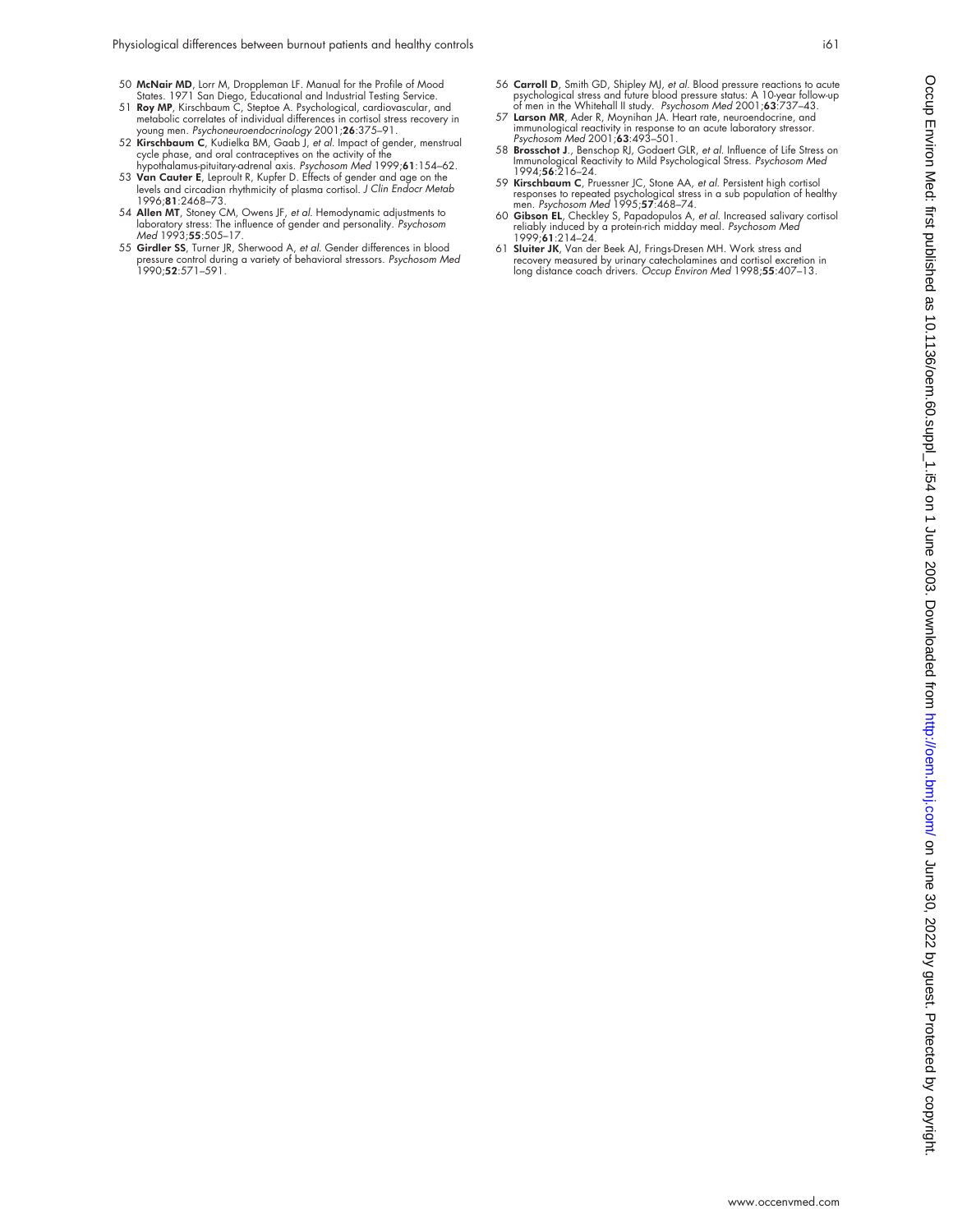50 **McNair MD**, Lorr M, Droppleman LF. Manual for the Profile of Mood States. 1971 San Diego, Educational and Industrial Testing Service.

51 **Roy MP**, Kirschbaum C, Steptoe A. Psychological, cardiovascular, and metabolic correlates of individual differences in cortisol stress recovery in young men. *Psychoneuroendocrinology* 2001;**26**:375–91.

52 **Kirschbaum C**, Kudielka BM, Gaab J, *et al*. Impact of gender, menstrual cycle phase, and oral contraceptives on the activity of the hypothalamus-pituitary-adrenal axis. *Psychosom Med* 1999;**61**:154–62.

53 **Van Cauter E**, Leproult R, Kupfer D. Effects of gender and age on the levels and circadian rhythmicity of plasma cortisol. *J Clin Endocr Metab* 1996;**81**:2468–73.

54 **Allen MT**, Stoney CM, Owens JF, *et al*. Hemodynamic adjustments to laboratory stress: The influence of gender and personality. *Psychosom Med* 1993;**55**:505–17.

55 **Girdler SS**, Turner JR, Sherwood A, *et al*. Gender differences in blood pressure control during a variety of behavioral stressors. *Psychosom Med* 1990;**52**:571–591.

56 **Carroll D**, Smith GD, Shipley MJ, *et al*. Blood pressure reactions to acute psychological stress and future blood pressure status: A 10-year follow-up of men in the Whitehall II study. *Psychosom Med* 2001;**63**:737–43.

57 **Larson MR**, Ader R, Moynihan JA. Heart rate, neuroendocrine, and immunological reactivity in response to an acute laboratory stressor. *Psychosom Med* 2001;**63**:493–501.

58 **Brosschot J**., Benschop RJ, Godaert GLR, *et al*. Influence of Life Stress on Immunological Reactivity to Mild Psychological Stress. *Psychosom Med* 1994;**56**:216–24.

59 **Kirschbaum C**, Pruessner JC, Stone AA, *et al*. Persistent high cortisol responses to repeated psychological stress in a sub population of healthy men. *Psychosom Med* 1995;**57**:468–74.

60 **Gibson EL**, Checkley S, Papadopulos A, *et al*. Increased salivary cortisol reliably induced by a protein-rich midday meal. *Psychosom Med* 1999;**61**:214–24.

61 **Sluiter JK**, Van der Beek AJ, Frings-Dresen MH. Work stress and recovery measured by urinary catecholamines and cortisol excretion in long distance coach drivers. *Occup Environ Med* 1998;**55**:407–13.